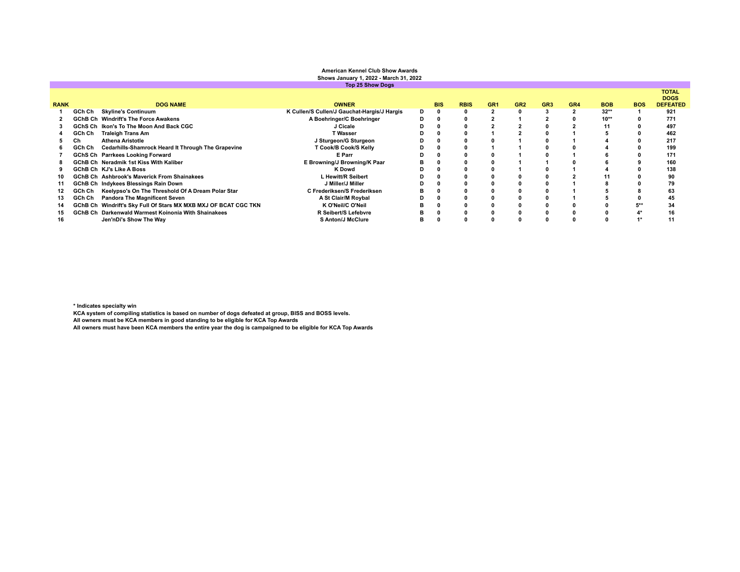**American Kennel Club Show Awards**

**Shows January 1, 2022 - March 31, 2022**

**Top 25 Show Dogs**

| RANK | | DOG NAME | OWNER | | BIS | RBIS | GR1 | GR2 | GR3 | GR4 | BOB | BOS | TOTAL DOGS DEFEATED |
|---|---|---|---|---|---|---|---|---|---|---|---|---|---|
| 1 | GCh Ch | Skyline's Continuum | K Cullen/S Cullen/J Gauchat-Hargis/J Hargis | D | 0 | 0 | 2 | 0 | 3 | 2 | 32** | 1 | 921 |
| 2 | GChB Ch | Windrift's The Force Awakens | A Boehringer/C Boehringer | D | 0 | 0 | 2 | 1 | 2 | 0 | 10** | 0 | 771 |
| 3 | GChS Ch | Ikon's To The Moon And Back CGC | J Cicale | D | 0 | 0 | 2 | 2 | 0 | 2 | 11 | 0 | 497 |
| 4 | GCh Ch | Traleigh Trans Am | T Wasser | D | 0 | 0 | 1 | 2 | 0 | 1 | 5 | 0 | 462 |
| 5 | Ch | Athena Aristotle | J Sturgeon/G Sturgeon | D | 0 | 0 | 0 | 1 | 0 | 1 | 4 | 0 | 217 |
| 6 | GCh Ch | Cedarhills-Shamrock Heard It Through The Grapevine | T Cook/B Cook/S Kelly | D | 0 | 0 | 1 | 1 | 0 | 0 | 4 | 0 | 199 |
| 7 | GChS Ch | Parrkees Looking Forward | E Parr | D | 0 | 0 | 0 | 1 | 0 | 1 | 6 | 0 | 171 |
| 8 | GChB Ch | Neradmik 1st Kiss With Kaliber | E Browning/J Browning/K Paar | B | 0 | 0 | 0 | 1 | 1 | 0 | 6 | 9 | 160 |
| 9 | GChB Ch | KJ's Like A Boss | K Dowd | D | 0 | 0 | 0 | 1 | 0 | 1 | 4 | 0 | 138 |
| 10 | GChB Ch | Ashbrook's Maverick From Shainakees | L Hewitt/R Seibert | D | 0 | 0 | 0 | 0 | 0 | 2 | 11 | 0 | 90 |
| 11 | GChB Ch | Indykees Blessings Rain Down | J Miller/J Miller | D | 0 | 0 | 0 | 0 | 0 | 1 | 8 | 0 | 79 |
| 12 | GCh Ch | Keelypso's On The Threshold Of A Dream Polar Star | C Frederiksen/S Frederiksen | B | 0 | 0 | 0 | 0 | 0 | 1 | 5 | 8 | 63 |
| 13 | GCh Ch | Pandora The Magnificent Seven | A St Clair/M Roybal | D | 0 | 0 | 0 | 0 | 0 | 1 | 5 | 0 | 45 |
| 14 | GChB Ch | Windrift's Sky Full Of Stars MX MXB MXJ OF BCAT CGC TKN | K O'Neil/C O'Neil | B | 0 | 0 | 0 | 0 | 0 | 0 | 0 | 5** | 34 |
| 15 | GChB Ch | Darkenwald Warmest Koinonia With Shainakees | R Seibert/S Lefebvre | B | 0 | 0 | 0 | 0 | 0 | 0 | 0 | 4* | 16 |
| 16 | | Jen'nDi's Show The Way | S Anton/J McClure | B | 0 | 0 | 0 | 0 | 0 | 0 | 0 | 1* | 11 |

\* Indicates specialty win

KCA system of compiling statistics is based on number of dogs defeated at group, BISS and BOSS levels.

All owners must be KCA members in good standing to be eligible for KCA Top Awards

All owners must have been KCA members the entire year the dog is campaigned to be eligible for KCA Top Awards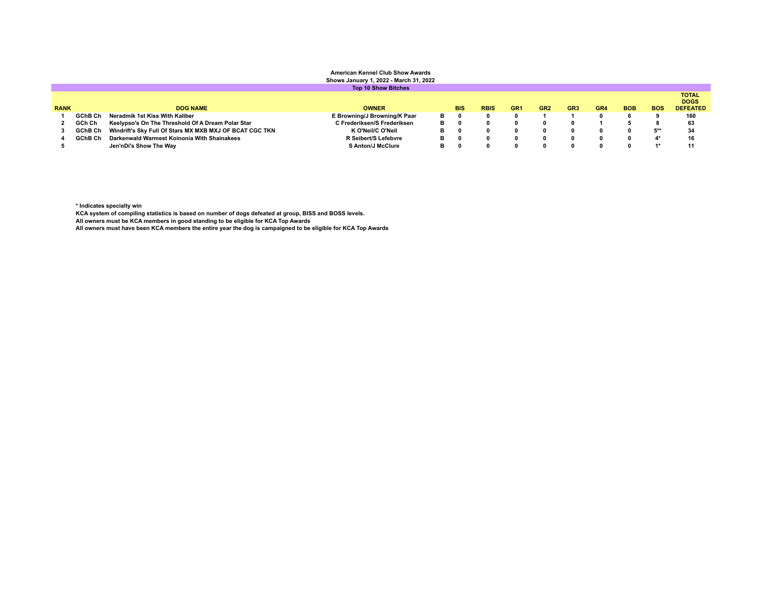**American Kennel Club Show Awards**

**Shows January 1, 2022 - March 31, 2022**

**Top 10 Show Bitches**

| RANK | | DOG NAME | OWNER | | BIS | RBIS | GR1 | GR2 | GR3 | GR4 | BOB | BOS | TOTAL DOGS DEFEATED |
|---|---|---|---|---|---|---|---|---|---|---|---|---|---|
| 1 | GChB Ch | Neradmik 1st Kiss With Kaliber | E Browning/J Browning/K Paar | B | 0 | 0 | 0 | 1 | 1 | 0 | 6 | 9 | 160 |
| 2 | GCh Ch | Keelypso's On The Threshold Of A Dream Polar Star | C Frederiksen/S Frederiksen | B | 0 | 0 | 0 | 0 | 0 | 1 | 5 | 8 | 63 |
| 3 | GChB Ch | Windrift's Sky Full Of Stars MX MXB MXJ OF BCAT CGC TKN | K O'Neil/C O'Neil | B | 0 | 0 | 0 | 0 | 0 | 0 | 0 | 5** | 34 |
| 4 | GChB Ch | Darkenwald Warmest Koinonia With Shainakees | R Seibert/S Lefebvre | B | 0 | 0 | 0 | 0 | 0 | 0 | 0 | 4* | 16 |
| 5 | | Jen'nDi's Show The Way | S Anton/J McClure | B | 0 | 0 | 0 | 0 | 0 | 0 | 0 | 1* | 11 |

**\* Indicates specialty win**

**KCA system of compiling statistics is based on number of dogs defeated at group, BISS and BOSS levels.**

**All owners must be KCA members in good standing to be eligible for KCA Top Awards**

**All owners must have been KCA members the entire year the dog is campaigned to be eligible for KCA Top Awards**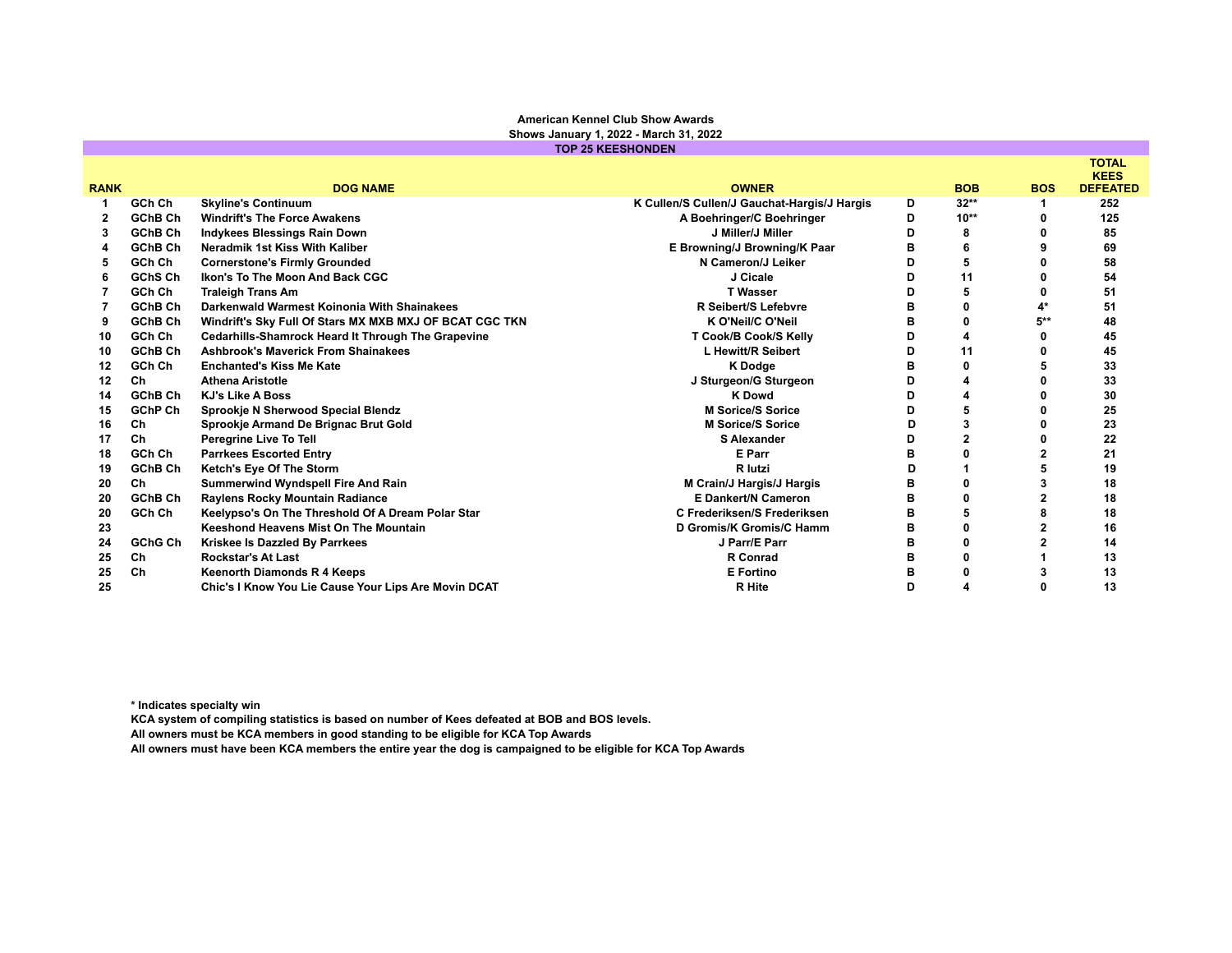**American Kennel Club Show Awards**

**Shows January 1, 2022 - March 31, 2022**

**TOP 25 KEESHONDEN**

| RANK | | DOG NAME | OWNER | | BOB | BOS | TOTAL KEES DEFEATED |
|---|---|---|---|---|---|---|---|
| 1 | GCh Ch | Skyline's Continuum | K Cullen/S Cullen/J Gauchat-Hargis/J Hargis | D | 32** | 1 | 252 |
| 2 | GChB Ch | Windrift's The Force Awakens | A Boehringer/C Boehringer | D | 10** | 0 | 125 |
| 3 | GChB Ch | Indykees Blessings Rain Down | J Miller/J Miller | D | 8 | 0 | 85 |
| 4 | GChB Ch | Neradmik 1st Kiss With Kaliber | E Browning/J Browning/K Paar | B | 6 | 9 | 69 |
| 5 | GCh Ch | Cornerstone's Firmly Grounded | N Cameron/J Leiker | D | 5 | 0 | 58 |
| 6 | GChS Ch | Ikon's To The Moon And Back CGC | J Cicale | D | 11 | 0 | 54 |
| 7 | GCh Ch | Traleigh Trans Am | T Wasser | D | 5 | 0 | 51 |
| 7 | GChB Ch | Darkenwald Warmest Koinonia With Shainakees | R Seibert/S Lefebvre | B | 0 | 4* | 51 |
| 9 | GChB Ch | Windrift's Sky Full Of Stars MX MXB MXJ OF BCAT CGC TKN | K O'Neil/C O'Neil | B | 0 | 5** | 48 |
| 10 | GCh Ch | Cedarhills-Shamrock Heard It Through The Grapevine | T Cook/B Cook/S Kelly | D | 4 | 0 | 45 |
| 10 | GChB Ch | Ashbrook's Maverick From Shainakees | L Hewitt/R Seibert | D | 11 | 0 | 45 |
| 12 | GCh Ch | Enchanted's Kiss Me Kate | K Dodge | B | 0 | 5 | 33 |
| 12 | Ch | Athena Aristotle | J Sturgeon/G Sturgeon | D | 4 | 0 | 33 |
| 14 | GChB Ch | KJ's Like A Boss | K Dowd | D | 4 | 0 | 30 |
| 15 | GChP Ch | Sprookje N Sherwood Special Blendz | M Sorice/S Sorice | D | 5 | 0 | 25 |
| 16 | Ch | Sprookje Armand De Brignac Brut Gold | M Sorice/S Sorice | D | 3 | 0 | 23 |
| 17 | Ch | Peregrine Live To Tell | S Alexander | D | 2 | 0 | 22 |
| 18 | GCh Ch | Parrkees Escorted Entry | E Parr | B | 0 | 2 | 21 |
| 19 | GChB Ch | Ketch's Eye Of The Storm | R Iutzi | D | 1 | 5 | 19 |
| 20 | Ch | Summerwind Wyndspell Fire And Rain | M Crain/J Hargis/J Hargis | B | 0 | 3 | 18 |
| 20 | GChB Ch | Raylens Rocky Mountain Radiance | E Dankert/N Cameron | B | 0 | 2 | 18 |
| 20 | GCh Ch | Keelypso's On The Threshold Of A Dream Polar Star | C Frederiksen/S Frederiksen | B | 5 | 8 | 18 |
| 23 | | Keeshond Heavens Mist On The Mountain | D Gromis/K Gromis/C Hamm | B | 0 | 2 | 16 |
| 24 | GChG Ch | Kriskee Is Dazzled By Parrkees | J Parr/E Parr | B | 0 | 2 | 14 |
| 25 | Ch | Rockstar's At Last | R Conrad | B | 0 | 1 | 13 |
| 25 | Ch | Keenorth Diamonds R 4 Keeps | E Fortino | B | 0 | 3 | 13 |
| 25 | | Chic's I Know You Lie Cause Your Lips Are Movin DCAT | R Hite | D | 4 | 0 | 13 |

**\* Indicates specialty win**

**KCA system of compiling statistics is based on number of Kees defeated at BOB and BOS levels.**

**All owners must be KCA members in good standing to be eligible for KCA Top Awards**

**All owners must have been KCA members the entire year the dog is campaigned to be eligible for KCA Top Awards**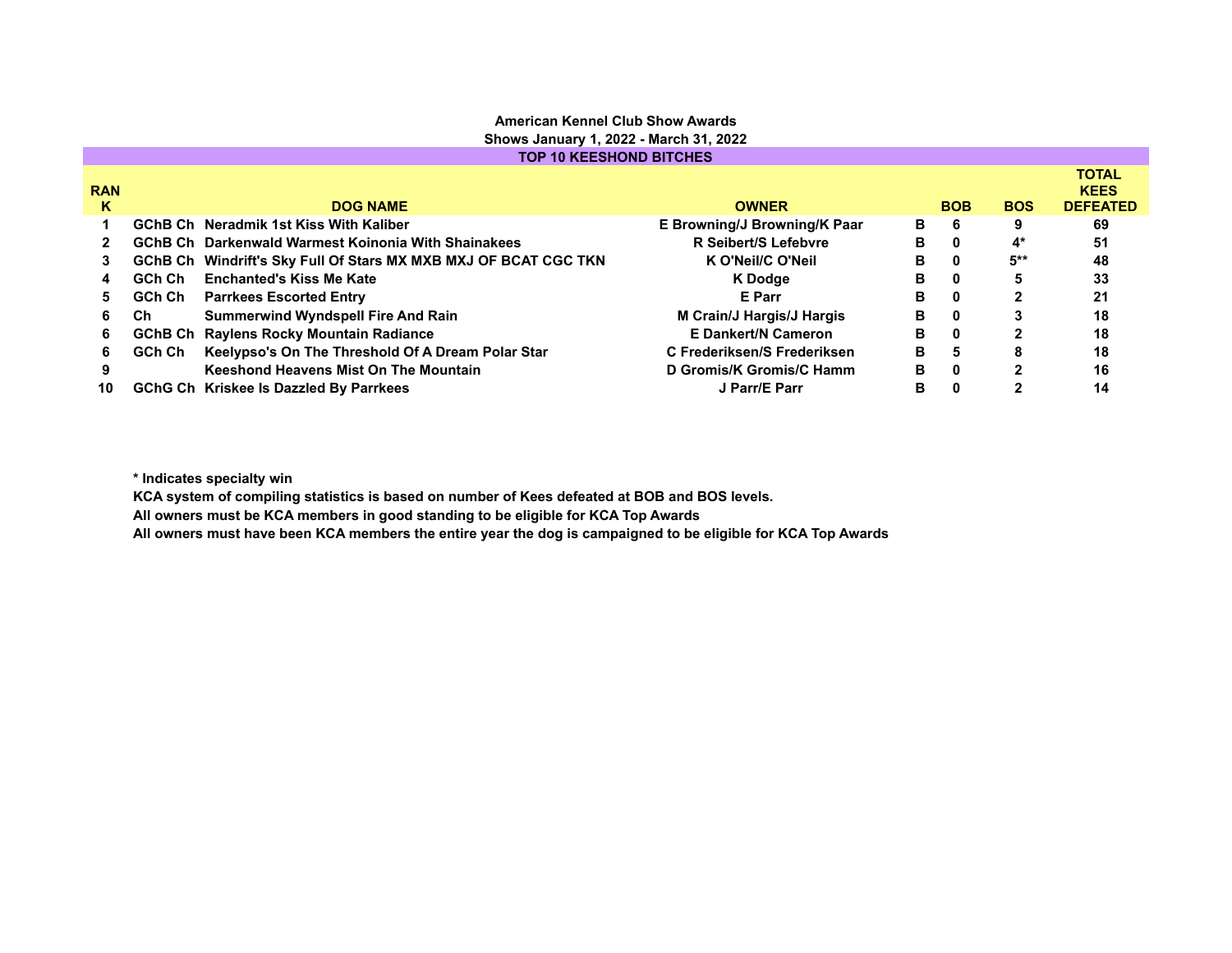**American Kennel Club Show Awards**

**Shows January 1, 2022 - March 31, 2022**

## TOP 10 KEESHOND BITCHES

| RANK | | DOG NAME | OWNER | | BOB | BOS | TOTAL KEES DEFEATED |
|---|---|---|---|---|---|---|---|
| 1 | GChB Ch | Neradmik 1st Kiss With Kaliber | E Browning/J Browning/K Paar | B | 6 | 9 | 69 |
| 2 | GChB Ch | Darkenwald Warmest Koinonia With Shainakees | R Seibert/S Lefebvre | B | 0 | 4* | 51 |
| 3 | GChB Ch | Windrift's Sky Full Of Stars MX MXB MXJ OF BCAT CGC TKN | K O'Neil/C O'Neil | B | 0 | 5** | 48 |
| 4 | GCh Ch | Enchanted's Kiss Me Kate | K Dodge | B | 0 | 5 | 33 |
| 5 | GCh Ch | Parrkees Escorted Entry | E Parr | B | 0 | 2 | 21 |
| 6 | Ch | Summerwind Wyndspell Fire And Rain | M Crain/J Hargis/J Hargis | B | 0 | 3 | 18 |
| 6 | GChB Ch | Raylens Rocky Mountain Radiance | E Dankert/N Cameron | B | 0 | 2 | 18 |
| 6 | GCh Ch | Keelypso's On The Threshold Of A Dream Polar Star | C Frederiksen/S Frederiksen | B | 5 | 8 | 18 |
| 9 | | Keeshond Heavens Mist On The Mountain | D Gromis/K Gromis/C Hamm | B | 0 | 2 | 16 |
| 10 | GChG Ch | Kriskee Is Dazzled By Parrkees | J Parr/E Parr | B | 0 | 2 | 14 |

**\* Indicates specialty win**

**KCA system of compiling statistics is based on number of Kees defeated at BOB and BOS levels.**

**All owners must be KCA members in good standing to be eligible for KCA Top Awards**

**All owners must have been KCA members the entire year the dog is campaigned to be eligible for KCA Top Awards**